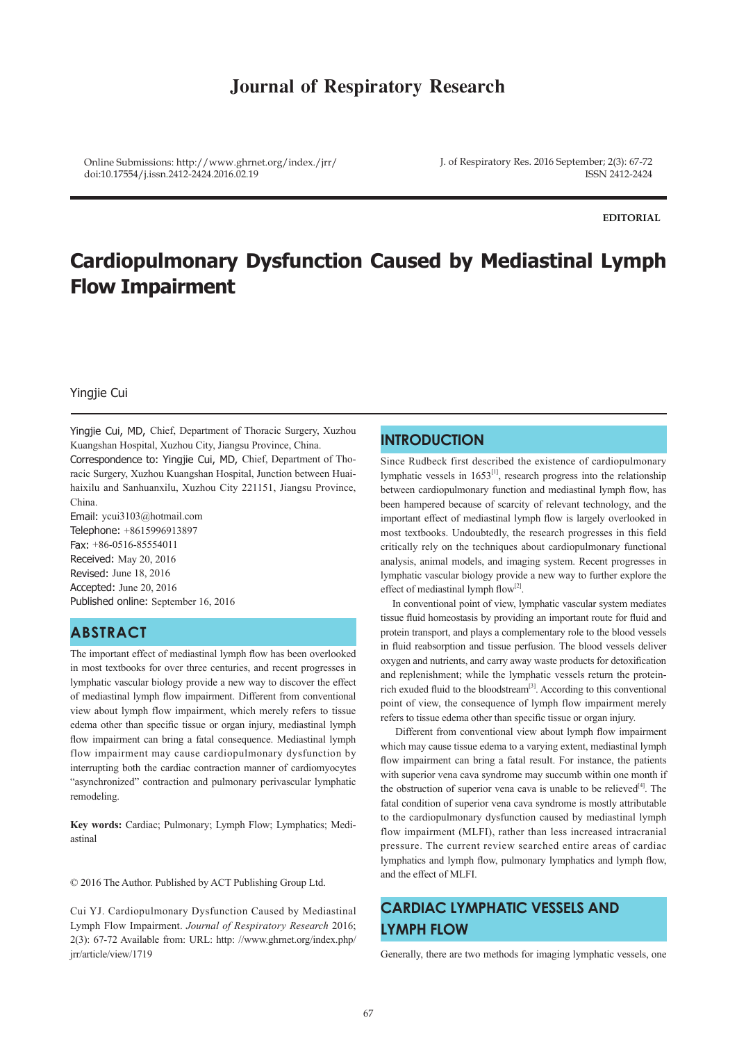# Cardiopulmonary Dysfunction Caused by Mediastinal Lymph Flow Impairment

Yingjie Cui

Yingjie Cui, MD, Chief, Department of Thoracic Surgery, Xuzhou Kuangshan Hospital, Xuzhou City, Jiangsu Province, China.

Correspondence to: Yingjie Cui, MD, Chief, Department of Thoracic Surgery, Xuzhou Kuangshan Hospital, Junction between Huaihaixilu and Sanhuanxilu, Xuzhou City 221151, Jiangsu Province, China.

Email: ycui3103@hotmail.com

Telephone: +8615996913897

Fax: +86-0516-85554011

Received: May 20, 2016

Revised: June 18, 2016

Accepted: June 20, 2016

Published online: September 16, 2016

## ABSTRACT

The important effect of mediastinal lymph flow has been overlooked in most textbooks for over three centuries, and recent progresses in lymphatic vascular biology provide a new way to discover the effect of mediastinal lymph flow impairment. Different from conventional view about lymph flow impairment, which merely refers to tissue edema other than specific tissue or organ injury, mediastinal lymph flow impairment can bring a fatal consequence. Mediastinal lymph flow impairment may cause cardiopulmonary dysfunction by interrupting both the cardiac contraction manner of cardiomyocytes "asynchronized" contraction and pulmonary perivascular lymphatic remodeling.

**Key words:** Cardiac; Pulmonary; Lymph Flow; Lymphatics; Mediastinal

© 2016 The Author. Published by ACT Publishing Group Ltd.

Cui YJ. Cardiopulmonary Dysfunction Caused by Mediastinal Lymph Flow Impairment. *Journal of Respiratory Research* 2016; 2(3): 67-72 Available from: URL: http: //www.ghrnet.org/index.php/jrr/article/view/1719

## INTRODUCTION

Since Rudbeck first described the existence of cardiopulmonary lymphatic vessels in 1653[1], research progress into the relationship between cardiopulmonary function and mediastinal lymph flow, has been hampered because of scarcity of relevant technology, and the important effect of mediastinal lymph flow is largely overlooked in most textbooks. Undoubtedly, the research progresses in this field critically rely on the techniques about cardiopulmonary functional analysis, animal models, and imaging system. Recent progresses in lymphatic vascular biology provide a new way to further explore the effect of mediastinal lymph flow[2].

In conventional point of view, lymphatic vascular system mediates tissue fluid homeostasis by providing an important route for fluid and protein transport, and plays a complementary role to the blood vessels in fluid reabsorption and tissue perfusion. The blood vessels deliver oxygen and nutrients, and carry away waste products for detoxification and replenishment; while the lymphatic vessels return the protein-rich exuded fluid to the bloodstream[3]. According to this conventional point of view, the consequence of lymph flow impairment merely refers to tissue edema other than specific tissue or organ injury.

Different from conventional view about lymph flow impairment which may cause tissue edema to a varying extent, mediastinal lymph flow impairment can bring a fatal result. For instance, the patients with superior vena cava syndrome may succumb within one month if the obstruction of superior vena cava is unable to be relieved[4]. The fatal condition of superior vena cava syndrome is mostly attributable to the cardiopulmonary dysfunction caused by mediastinal lymph flow impairment (MLFI), rather than less increased intracranial pressure. The current review searched entire areas of cardiac lymphatics and lymph flow, pulmonary lymphatics and lymph flow, and the effect of MLFI.

## CARDIAC LYMPHATIC VESSELS AND LYMPH FLOW

Generally, there are two methods for imaging lymphatic vessels, one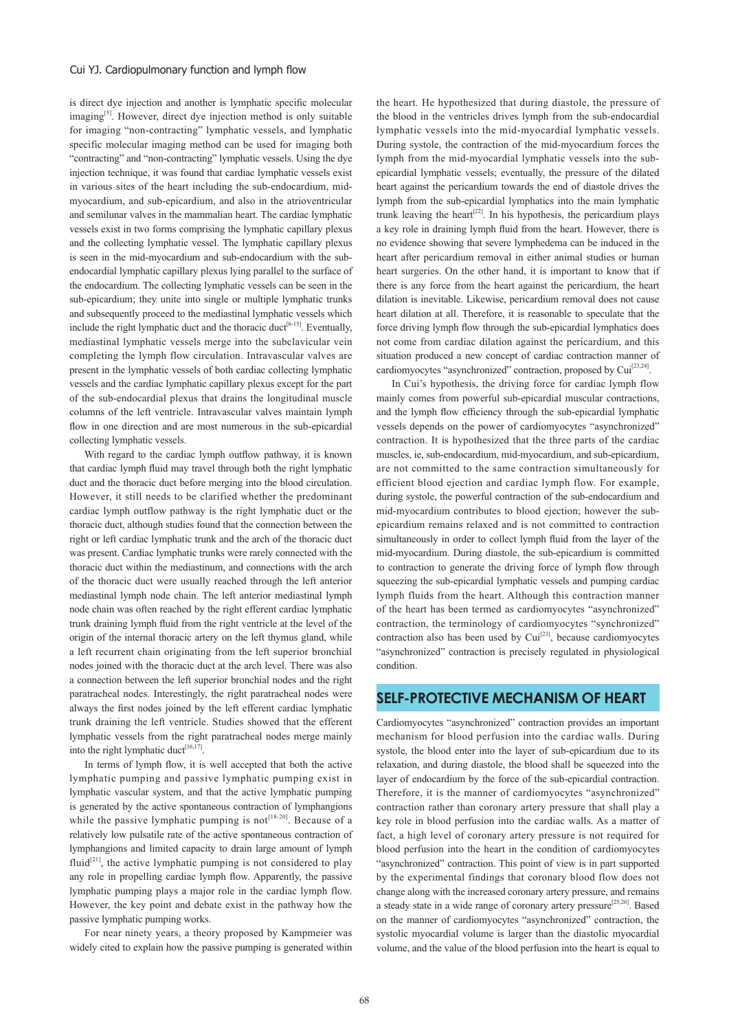is direct dye injection and another is lymphatic specific molecular imaging[5]. However, direct dye injection method is only suitable for imaging "non-contracting" lymphatic vessels, and lymphatic specific molecular imaging method can be used for imaging both "contracting" and "non-contracting" lymphatic vessels. Using the dye injection technique, it was found that cardiac lymphatic vessels exist in various sites of the heart including the sub-endocardium, mid-myocardium, and sub-epicardium, and also in the atrioventricular and semilunar valves in the mammalian heart. The cardiac lymphatic vessels exist in two forms comprising the lymphatic capillary plexus and the collecting lymphatic vessel. The lymphatic capillary plexus is seen in the mid-myocardium and sub-endocardium with the sub-endocardial lymphatic capillary plexus lying parallel to the surface of the endocardium. The collecting lymphatic vessels can be seen in the sub-epicardium; they unite into single or multiple lymphatic trunks and subsequently proceed to the mediastinal lymphatic vessels which include the right lymphatic duct and the thoracic duct[6-15]. Eventually, mediastinal lymphatic vessels merge into the subclavicular vein completing the lymph flow circulation. Intravascular valves are present in the lymphatic vessels of both cardiac collecting lymphatic vessels and the cardiac lymphatic capillary plexus except for the part of the sub-endocardial plexus that drains the longitudinal muscle columns of the left ventricle. Intravascular valves maintain lymph flow in one direction and are most numerous in the sub-epicardial collecting lymphatic vessels.

With regard to the cardiac lymph outflow pathway, it is known that cardiac lymph fluid may travel through both the right lymphatic duct and the thoracic duct before merging into the blood circulation. However, it still needs to be clarified whether the predominant cardiac lymph outflow pathway is the right lymphatic duct or the thoracic duct, although studies found that the connection between the right or left cardiac lymphatic trunk and the arch of the thoracic duct was present. Cardiac lymphatic trunks were rarely connected with the thoracic duct within the mediastinum, and connections with the arch of the thoracic duct were usually reached through the left anterior mediastinal lymph node chain. The left anterior mediastinal lymph node chain was often reached by the right efferent cardiac lymphatic trunk draining lymph fluid from the right ventricle at the level of the origin of the internal thoracic artery on the left thymus gland, while a left recurrent chain originating from the left superior bronchial nodes joined with the thoracic duct at the arch level. There was also a connection between the left superior bronchial nodes and the right paratracheal nodes. Interestingly, the right paratracheal nodes were always the first nodes joined by the left efferent cardiac lymphatic trunk draining the left ventricle. Studies showed that the efferent lymphatic vessels from the right paratracheal nodes merge mainly into the right lymphatic duct[16,17].

In terms of lymph flow, it is well accepted that both the active lymphatic pumping and passive lymphatic pumping exist in lymphatic vascular system, and that the active lymphatic pumping is generated by the active spontaneous contraction of lymphangions while the passive lymphatic pumping is not[18-20]. Because of a relatively low pulsatile rate of the active spontaneous contraction of lymphangions and limited capacity to drain large amount of lymph fluid[21], the active lymphatic pumping is not considered to play any role in propelling cardiac lymph flow. Apparently, the passive lymphatic pumping plays a major role in the cardiac lymph flow. However, the key point and debate exist in the pathway how the passive lymphatic pumping works.

For near ninety years, a theory proposed by Kampmeier was widely cited to explain how the passive pumping is generated within the heart. He hypothesized that during diastole, the pressure of the blood in the ventricles drives lymph from the sub-endocardial lymphatic vessels into the mid-myocardial lymphatic vessels. During systole, the contraction of the mid-myocardium forces the lymph from the mid-myocardial lymphatic vessels into the sub-epicardial lymphatic vessels; eventually, the pressure of the dilated heart against the pericardium towards the end of diastole drives the lymph from the sub-epicardial lymphatics into the main lymphatic trunk leaving the heart[22]. In his hypothesis, the pericardium plays a key role in draining lymph fluid from the heart. However, there is no evidence showing that severe lymphedema can be induced in the heart after pericardium removal in either animal studies or human heart surgeries. On the other hand, it is important to know that if there is any force from the heart against the pericardium, the heart dilation is inevitable. Likewise, pericardium removal does not cause heart dilation at all. Therefore, it is reasonable to speculate that the force driving lymph flow through the sub-epicardial lymphatics does not come from cardiac dilation against the pericardium, and this situation produced a new concept of cardiac contraction manner of cardiomyocytes "asynchronized" contraction, proposed by Cui[23,24].

In Cui's hypothesis, the driving force for cardiac lymph flow mainly comes from powerful sub-epicardial muscular contractions, and the lymph flow efficiency through the sub-epicardial lymphatic vessels depends on the power of cardiomyocytes "asynchronized" contraction. It is hypothesized that the three parts of the cardiac muscles, ie, sub-endocardium, mid-myocardium, and sub-epicardium, are not committed to the same contraction simultaneously for efficient blood ejection and cardiac lymph flow. For example, during systole, the powerful contraction of the sub-endocardium and mid-myocardium contributes to blood ejection; however the sub-epicardium remains relaxed and is not committed to contraction simultaneously in order to collect lymph fluid from the layer of the mid-myocardium. During diastole, the sub-epicardium is committed to contraction to generate the driving force of lymph flow through squeezing the sub-epicardial lymphatic vessels and pumping cardiac lymph fluids from the heart. Although this contraction manner of the heart has been termed as cardiomyocytes "asynchronized" contraction, the terminology of cardiomyocytes "synchronized" contraction also has been used by Cui[23], because cardiomyocytes "asynchronized" contraction is precisely regulated in physiological condition.

## SELF-PROTECTIVE MECHANISM OF HEART

Cardiomyocytes "asynchronized" contraction provides an important mechanism for blood perfusion into the cardiac walls. During systole, the blood enter into the layer of sub-epicardium due to its relaxation, and during diastole, the blood shall be squeezed into the layer of endocardium by the force of the sub-epicardial contraction. Therefore, it is the manner of cardiomyocytes "asynchronized" contraction rather than coronary artery pressure that shall play a key role in blood perfusion into the cardiac walls. As a matter of fact, a high level of coronary artery pressure is not required for blood perfusion into the heart in the condition of cardiomyocytes "asynchronized" contraction. This point of view is in part supported by the experimental findings that coronary blood flow does not change along with the increased coronary artery pressure, and remains a steady state in a wide range of coronary artery pressure[25,26]. Based on the manner of cardiomyocytes "asynchronized" contraction, the systolic myocardial volume is larger than the diastolic myocardial volume, and the value of the blood perfusion into the heart is equal to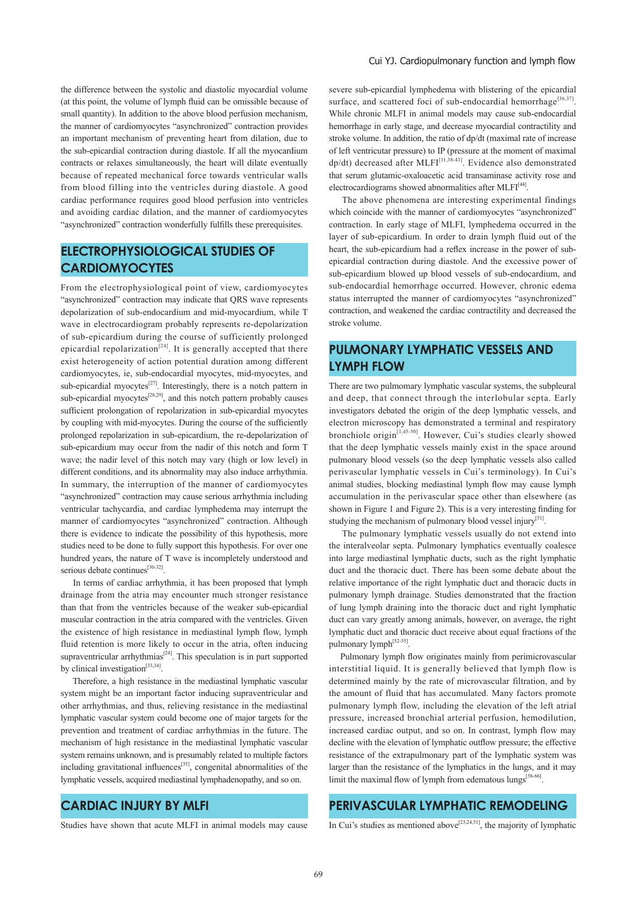the difference between the systolic and diastolic myocardial volume (at this point, the volume of lymph fluid can be omissible because of small quantity). In addition to the above blood perfusion mechanism, the manner of cardiomyocytes "asynchronized" contraction provides an important mechanism of preventing heart from dilation, due to the sub-epicardial contraction during diastole. If all the myocardium contracts or relaxes simultaneously, the heart will dilate eventually because of repeated mechanical force towards ventricular walls from blood filling into the ventricles during diastole. A good cardiac performance requires good blood perfusion into ventricles and avoiding cardiac dilation, and the manner of cardiomyocytes "asynchronized" contraction wonderfully fulfills these prerequisites.

## ELECTROPHYSIOLOGICAL STUDIES OF CARDIOMYOCYTES

From the electrophysiological point of view, cardiomyocytes "asynchronized" contraction may indicate that QRS wave represents depolarization of sub-endocardium and mid-myocardium, while T wave in electrocardiogram probably represents re-depolarization of sub-epicardium during the course of sufficiently prolonged epicardial repolarization[24]. It is generally accepted that there exist heterogeneity of action potential duration among different cardiomyocytes, ie, sub-endocardial myocytes, mid-myocytes, and sub-epicardial myocytes[27]. Interestingly, there is a notch pattern in sub-epicardial myocytes[28,29], and this notch pattern probably causes sufficient prolongation of repolarization in sub-epicardial myocytes by coupling with mid-myocytes. During the course of the sufficiently prolonged repolarization in sub-epicardium, the re-depolarization of sub-epicardium may occur from the nadir of this notch and form T wave; the nadir level of this notch may vary (high or low level) in different conditions, and its abnormality may also induce arrhythmia. In summary, the interruption of the manner of cardiomyocytes "asynchronized" contraction may cause serious arrhythmia including ventricular tachycardia, and cardiac lymphedema may interrupt the manner of cardiomyocytes "asynchronized" contraction. Although there is evidence to indicate the possibility of this hypothesis, more studies need to be done to fully support this hypothesis. For over one hundred years, the nature of T wave is incompletely understood and serious debate continues[30-32].

In terms of cardiac arrhythmia, it has been proposed that lymph drainage from the atria may encounter much stronger resistance than that from the ventricles because of the weaker sub-epicardial muscular contraction in the atria compared with the ventricles. Given the existence of high resistance in mediastinal lymph flow, lymph fluid retention is more likely to occur in the atria, often inducing supraventricular arrhythmias[24]. This speculation is in part supported by clinical investigation[33,34].

Therefore, a high resistance in the mediastinal lymphatic vascular system might be an important factor inducing supraventricular and other arrhythmias, and thus, relieving resistance in the mediastinal lymphatic vascular system could become one of major targets for the prevention and treatment of cardiac arrhythmias in the future. The mechanism of high resistance in the mediastinal lymphatic vascular system remains unknown, and is presumably related to multiple factors including gravitational influences[35], congenital abnormalities of the lymphatic vessels, acquired mediastinal lymphadenopathy, and so on.

## CARDIAC INJURY BY MLFI

Studies have shown that acute MLFI in animal models may cause severe sub-epicardial lymphedema with blistering of the epicardial surface, and scattered foci of sub-endocardial hemorrhage[36,37]. While chronic MLFI in animal models may cause sub-endocardial hemorrhage in early stage, and decrease myocardial contractility and stroke volume. In addition, the ratio of dp/dt (maximal rate of increase of left ventricular pressure) to IP (pressure at the moment of maximal dp/dt) decreased after MLFI[11,38-43]. Evidence also demonstrated that serum glutamic-oxaloacetic acid transaminase activity rose and electrocardiograms showed abnormalities after MLFI[44].

The above phenomena are interesting experimental findings which coincide with the manner of cardiomyocytes "asynchronized" contraction. In early stage of MLFI, lymphedema occurred in the layer of sub-epicardium. In order to drain lymph fluid out of the heart, the sub-epicardium had a reflex increase in the power of sub-epicardial contraction during diastole. And the excessive power of sub-epicardium blowed up blood vessels of sub-endocardium, and sub-endocardial hemorrhage occurred. However, chronic edema status interrupted the manner of cardiomyocytes "asynchronized" contraction, and weakened the cardiac contractility and decreased the stroke volume.

## PULMONARY LYMPHATIC VESSELS AND LYMPH FLOW

There are two pulmonary lymphatic vascular systems, the subpleural and deep, that connect through the interlobular septa. Early investigators debated the origin of the deep lymphatic vessels, and electron microscopy has demonstrated a terminal and respiratory bronchiole origin[1,45-50]. However, Cui's studies clearly showed that the deep lymphatic vessels mainly exist in the space around pulmonary blood vessels (so the deep lymphatic vessels also called perivascular lymphatic vessels in Cui's terminology). In Cui's animal studies, blocking mediastinal lymph flow may cause lymph accumulation in the perivascular space other than elsewhere (as shown in Figure 1 and Figure 2). This is a very interesting finding for studying the mechanism of pulmonary blood vessel injury[51].

The pulmonary lymphatic vessels usually do not extend into the interalveolar septa. Pulmonary lymphatics eventually coalesce into large mediastinal lymphatic ducts, such as the right lymphatic duct and the thoracic duct. There has been some debate about the relative importance of the right lymphatic duct and thoracic ducts in pulmonary lymph drainage. Studies demonstrated that the fraction of lung lymph draining into the thoracic duct and right lymphatic duct can vary greatly among animals, however, on average, the right lymphatic duct and thoracic duct receive about equal fractions of the pulmonary lymph[52-55].

Pulmonary lymph flow originates mainly from perimicrovascular interstitial liquid. It is generally believed that lymph flow is determined mainly by the rate of microvascular filtration, and by the amount of fluid that has accumulated. Many factors promote pulmonary lymph flow, including the elevation of the left atrial pressure, increased bronchial arterial perfusion, hemodilution, increased cardiac output, and so on. In contrast, lymph flow may decline with the elevation of lymphatic outflow pressure; the effective resistance of the extrapulmonary part of the lymphatic system was larger than the resistance of the lymphatics in the lungs, and it may limit the maximal flow of lymph from edematous lungs[56-66].

## PERIVASCULAR LYMPHATIC REMODELING

In Cui's studies as mentioned above[23,24,51], the majority of lymphatic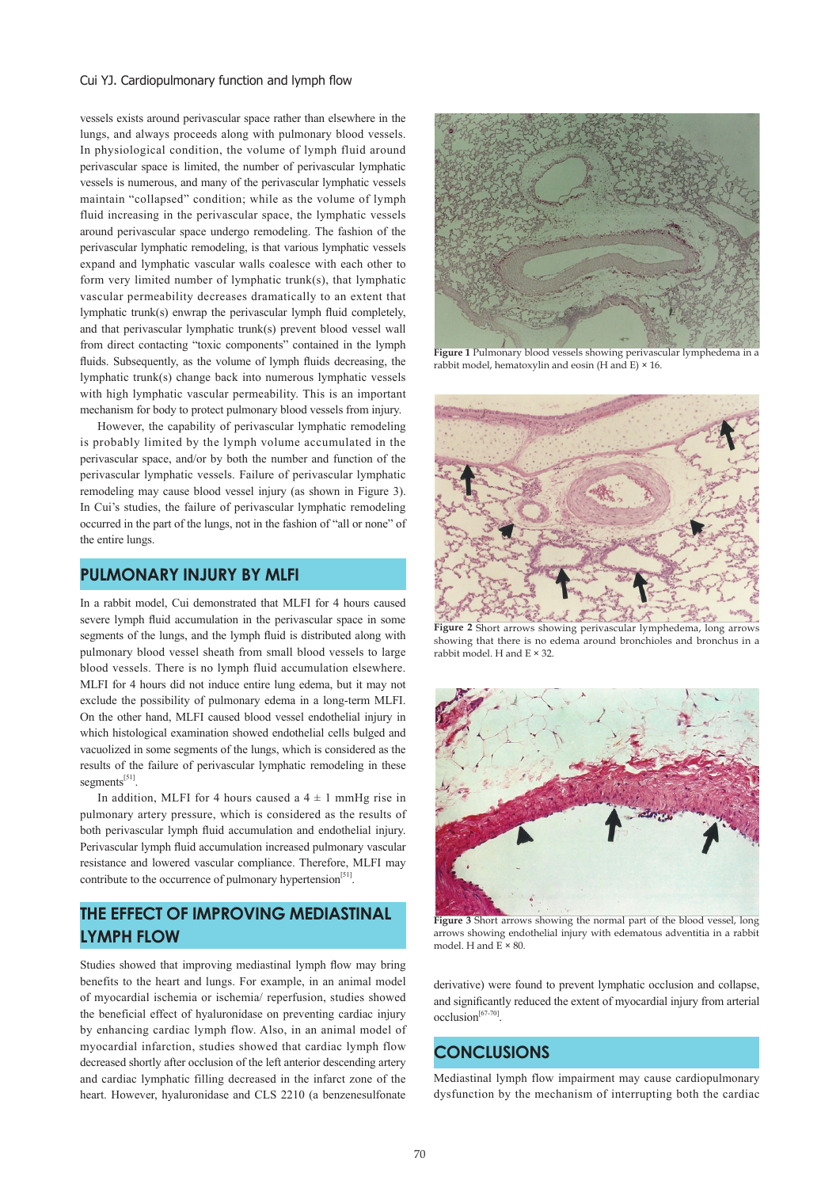vessels exists around perivascular space rather than elsewhere in the lungs, and always proceeds along with pulmonary blood vessels. In physiological condition, the volume of lymph fluid around perivascular space is limited, the number of perivascular lymphatic vessels is numerous, and many of the perivascular lymphatic vessels maintain "collapsed" condition; while as the volume of lymph fluid increasing in the perivascular space, the lymphatic vessels around perivascular space undergo remodeling. The fashion of the perivascular lymphatic remodeling, is that various lymphatic vessels expand and lymphatic vascular walls coalesce with each other to form very limited number of lymphatic trunk(s), that lymphatic vascular permeability decreases dramatically to an extent that lymphatic trunk(s) enwrap the perivascular lymph fluid completely, and that perivascular lymphatic trunk(s) prevent blood vessel wall from direct contacting "toxic components" contained in the lymph fluids. Subsequently, as the volume of lymph fluids decreasing, the lymphatic trunk(s) change back into numerous lymphatic vessels with high lymphatic vascular permeability. This is an important mechanism for body to protect pulmonary blood vessels from injury.

However, the capability of perivascular lymphatic remodeling is probably limited by the lymph volume accumulated in the perivascular space, and/or by both the number and function of the perivascular lymphatic vessels. Failure of perivascular lymphatic remodeling may cause blood vessel injury (as shown in Figure 3). In Cui's studies, the failure of perivascular lymphatic remodeling occurred in the part of the lungs, not in the fashion of "all or none" of the entire lungs.

## PULMONARY INJURY BY MLFI

In a rabbit model, Cui demonstrated that MLFI for 4 hours caused severe lymph fluid accumulation in the perivascular space in some segments of the lungs, and the lymph fluid is distributed along with pulmonary blood vessel sheath from small blood vessels to large blood vessels. There is no lymph fluid accumulation elsewhere. MLFI for 4 hours did not induce entire lung edema, but it may not exclude the possibility of pulmonary edema in a long-term MLFI. On the other hand, MLFI caused blood vessel endothelial injury in which histological examination showed endothelial cells bulged and vacuolized in some segments of the lungs, which is considered as the results of the failure of perivascular lymphatic remodeling in these segments[51].

In addition, MLFI for 4 hours caused a 4 ± 1 mmHg rise in pulmonary artery pressure, which is considered as the results of both perivascular lymph fluid accumulation and endothelial injury. Perivascular lymph fluid accumulation increased pulmonary vascular resistance and lowered vascular compliance. Therefore, MLFI may contribute to the occurrence of pulmonary hypertension[51].

## THE EFFECT OF IMPROVING MEDIASTINAL LYMPH FLOW

Studies showed that improving mediastinal lymph flow may bring benefits to the heart and lungs. For example, in an animal model of myocardial ischemia or ischemia/ reperfusion, studies showed the beneficial effect of hyaluronidase on preventing cardiac injury by enhancing cardiac lymph flow. Also, in an animal model of myocardial infarction, studies showed that cardiac lymph flow decreased shortly after occlusion of the left anterior descending artery and cardiac lymphatic filling decreased in the infarct zone of the heart. However, hyaluronidase and CLS 2210 (a benzenesulfonate derivative) were found to prevent lymphatic occlusion and collapse, and significantly reduced the extent of myocardial injury from arterial occlusion[67-70].

**Figure 1** Pulmonary blood vessels showing perivascular lymphedema in a rabbit model, hematoxylin and eosin (H and E) × 16.

**Figure 2** Short arrows showing perivascular lymphedema, long arrows showing that there is no edema around bronchioles and bronchus in a rabbit model. H and E × 32.

**Figure 3** Short arrows showing the normal part of the blood vessel, long arrows showing endothelial injury with edematous adventitia in a rabbit model. H and E × 80.

## CONCLUSIONS

Mediastinal lymph flow impairment may cause cardiopulmonary dysfunction by the mechanism of interrupting both the cardiac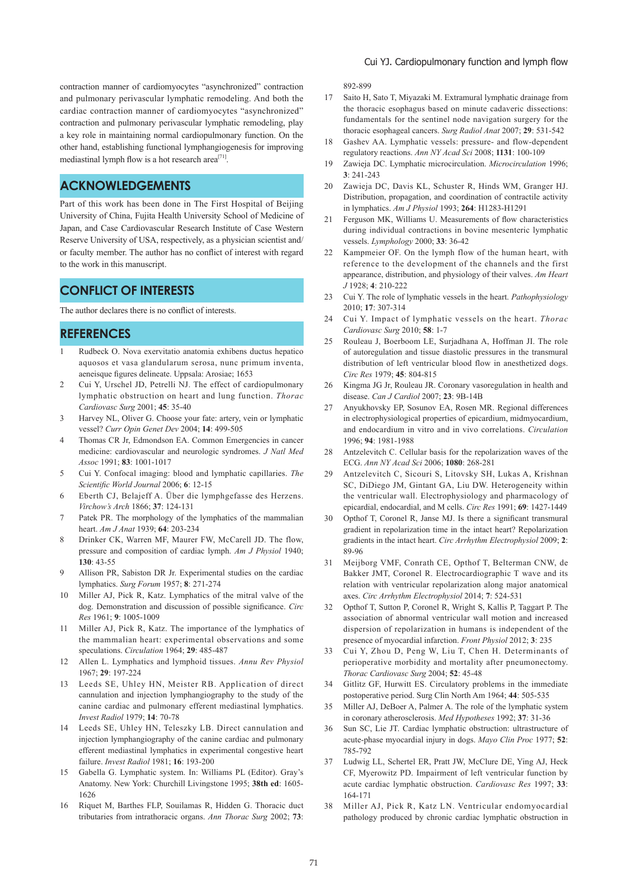contraction manner of cardiomyocytes "asynchronized" contraction and pulmonary perivascular lymphatic remodeling. And both the cardiac contraction manner of cardiomyocytes "asynchronized" contraction and pulmonary perivascular lymphatic remodeling, play a key role in maintaining normal cardiopulmonary function. On the other hand, establishing functional lymphangiogenesis for improving mediastinal lymph flow is a hot research area[71].

## ACKNOWLEDGEMENTS

Part of this work has been done in The First Hospital of Beijing University of China, Fujita Health University School of Medicine of Japan, and Case Cardiovascular Research Institute of Case Western Reserve University of USA, respectively, as a physician scientist and/or faculty member. The author has no conflict of interest with regard to the work in this manuscript.

## CONFLICT OF INTERESTS

The author declares there is no conflict of interests.

## REFERENCES

1. Rudbeck O. Nova exervitatio anatomia exhibens ductus hepatico aquosos et vasa glandularum serosa, nunc primum inventa, aeneisque figures delineate. Uppsala: Arosiae; 1653
2. Cui Y, Urschel JD, Petrelli NJ. The effect of cardiopulmonary lymphatic obstruction on heart and lung function. *Thorac Cardiovasc Surg* 2001; **45**: 35-40
3. Harvey NL, Oliver G. Choose your fate: artery, vein or lymphatic vessel? *Curr Opin Genet Dev* 2004; **14**: 499-505
4. Thomas CR Jr, Edmondson EA. Common Emergencies in cancer medicine: cardiovascular and neurologic syndromes. *J Natl Med Assoc* 1991; **83**: 1001-1017
5. Cui Y. Confocal imaging: blood and lymphatic capillaries. *The Scientific World Journal* 2006; **6**: 12-15
6. Eberth CJ, Belajeff A. Über die lymphgefasse des Herzens. *Virchow's Arch* 1866; **37**: 124-131
7. Patek PR. The morphology of the lymphatics of the mammalian heart. *Am J Anat* 1939; **64**: 203-234
8. Drinker CK, Warren MF, Maurer FW, McCarell JD. The flow, pressure and composition of cardiac lymph. *Am J Physiol* 1940; **130**: 43-55
9. Allison PR, Sabiston DR Jr. Experimental studies on the cardiac lymphatics. *Surg Forum* 1957; **8**: 271-274
10. Miller AJ, Pick R, Katz. Lymphatics of the mitral valve of the dog. Demonstration and discussion of possible significance. *Circ Res* 1961; **9**: 1005-1009
11. Miller AJ, Pick R, Katz. The importance of the lymphatics of the mammalian heart: experimental observations and some speculations. *Circulation* 1964; **29**: 485-487
12. Allen L. Lymphatics and lymphoid tissues. *Annu Rev Physiol* 1967; **29**: 197-224
13. Leeds SE, Uhley HN, Meister RB. Application of direct cannulation and injection lymphangiography to the study of the canine cardiac and pulmonary efferent mediastinal lymphatics. *Invest Radiol* 1979; **14**: 70-78
14. Leeds SE, Uhley HN, Teleszky LB. Direct cannulation and injection lymphangiography of the canine cardiac and pulmonary efferent mediastinal lymphatics in experimental congestive heart failure. *Invest Radiol* 1981; **16**: 193-200
15. Gabella G. Lymphatic system. In: Williams PL (Editor). Gray's Anatomy. New York: Churchill Livingstone 1995; **38th ed**: 1605-1626
16. Riquet M, Barthes FLP, Souilamas R, Hidden G. Thoracic duct tributaries from intrathoracic organs. *Ann Thorac Surg* 2002; **73**: 892-899
17. Saito H, Sato T, Miyazaki M. Extramural lymphatic drainage from the thoracic esophagus based on minute cadaveric dissections: fundamentals for the sentinel node navigation surgery for the thoracic esophageal cancers. *Surg Radiol Anat* 2007; **29**: 531-542
18. Gashev AA. Lymphatic vessels: pressure- and flow-dependent regulatory reactions. *Ann NY Acad Sci* 2008; **1131**: 100-109
19. Zawieja DC. Lymphatic microcirculation. *Microcirculation* 1996; **3**: 241-243
20. Zawieja DC, Davis KL, Schuster R, Hinds WM, Granger HJ. Distribution, propagation, and coordination of contractile activity in lymphatics. *Am J Physiol* 1993; **264**: H1283-H1291
21. Ferguson MK, Williams U. Measurements of flow characteristics during individual contractions in bovine mesenteric lymphatic vessels. *Lymphology* 2000; **33**: 36-42
22. Kampmeier OF. On the lymph flow of the human heart, with reference to the development of the channels and the first appearance, distribution, and physiology of their valves. *Am Heart J* 1928; **4**: 210-222
23. Cui Y. The role of lymphatic vessels in the heart. *Pathophysiology* 2010; **17**: 307-314
24. Cui Y. Impact of lymphatic vessels on the heart. *Thorac Cardiovasc Surg* 2010; **58**: 1-7
25. Rouleau J, Boerboom LE, Surjadhana A, Hoffman JI. The role of autoregulation and tissue diastolic pressures in the transmural distribution of left ventricular blood flow in anesthetized dogs. *Circ Res* 1979; **45**: 804-815
26. Kingma JG Jr, Rouleau JR. Coronary vasoregulation in health and disease. *Can J Cardiol* 2007; **23**: 9B-14B
27. Anyukhovsky EP, Sosunov EA, Rosen MR. Regional differences in electrophysiological properties of epicardium, midmyocardium, and endocardium in vitro and in vivo correlations. *Circulation* 1996; **94**: 1981-1988
28. Antzelevitch C. Cellular basis for the repolarization waves of the ECG. *Ann NY Acad Sci* 2006; **1080**: 268-281
29. Antzelevitch C, Sicouri S, Litovsky SH, Lukas A, Krishnan SC, DiDiego JM, Gintant GA, Liu DW. Heterogeneity within the ventricular wall. Electrophysiology and pharmacology of epicardial, endocardial, and M cells. *Circ Res* 1991; **69**: 1427-1449
30. Opthof T, Coronel R, Janse MJ. Is there a significant transmural gradient in repolarization time in the intact heart? Repolarization gradients in the intact heart. *Circ Arrhythm Electrophysiol* 2009; **2**: 89-96
31. Meijborg VMF, Conrath CE, Opthof T, Belterman CNW, de Bakker JMT, Coronel R. Electrocardiographic T wave and its relation with ventricular repolarization along major anatomical axes. *Circ Arrhythm Electrophysiol* 2014; **7**: 524-531
32. Opthof T, Sutton P, Coronel R, Wright S, Kallis P, Taggart P. The association of abnormal ventricular wall motion and increased dispersion of repolarization in humans is independent of the presence of myocardial infarction. *Front Physiol* 2012; **3**: 235
33. Cui Y, Zhou D, Peng W, Liu T, Chen H. Determinants of perioperative morbidity and mortality after pneumonectomy. *Thorac Cardiovasc Surg* 2004; **52**: 45-48
34. Gitlitz GF, Hurwitt ES. Circulatory problems in the immediate postoperative period. Surg Clin North Am 1964; **44**: 505-535
35. Miller AJ, DeBoer A, Palmer A. The role of the lymphatic system in coronary atherosclerosis. *Med Hypotheses* 1992; **37**: 31-36
36. Sun SC, Lie JT. Cardiac lymphatic obstruction: ultrastructure of acute-phase myocardial injury in dogs. *Mayo Clin Proc* 1977; **52**: 785-792
37. Ludwig LL, Schertel ER, Pratt JW, McClure DE, Ying AJ, Heck CF, Myerowitz PD. Impairment of left ventricular function by acute cardiac lymphatic obstruction. *Cardiovasc Res* 1997; **33**: 164-171
38. Miller AJ, Pick R, Katz LN. Ventricular endomyocardial pathology produced by chronic cardiac lymphatic obstruction in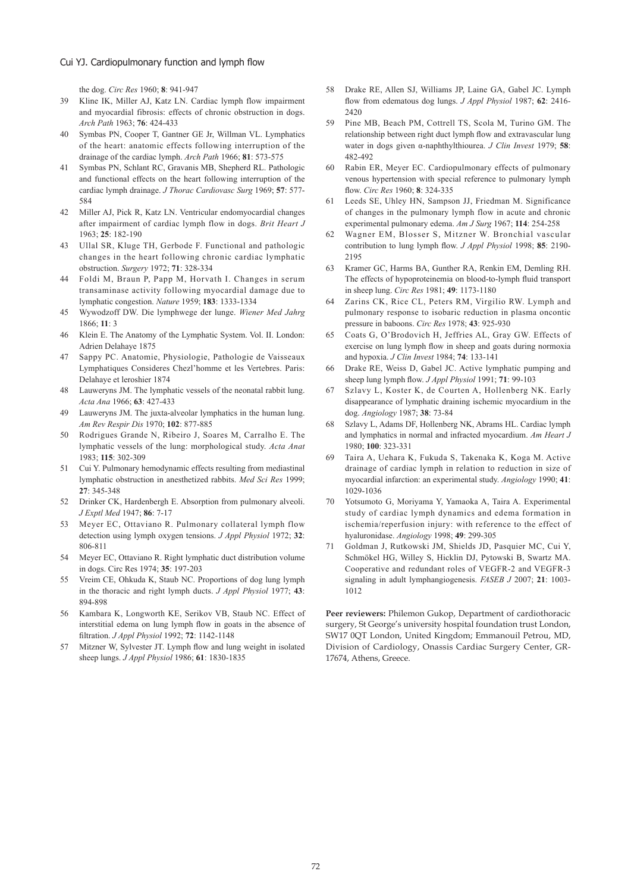the dog. *Circ Res* 1960; **8**: 941-947

39 Kline IK, Miller AJ, Katz LN. Cardiac lymph flow impairment and myocardial fibrosis: effects of chronic obstruction in dogs. *Arch Path* 1963; **76**: 424-433

40 Symbas PN, Cooper T, Gantner GE Jr, Willman VL. Lymphatics of the heart: anatomic effects following interruption of the drainage of the cardiac lymph. *Arch Path* 1966; **81**: 573-575

41 Symbas PN, Schlant RC, Gravanis MB, Shepherd RL. Pathologic and functional effects on the heart following interruption of the cardiac lymph drainage. *J Thorac Cardiovasc Surg* 1969; **57**: 577-584

42 Miller AJ, Pick R, Katz LN. Ventricular endomyocardial changes after impairment of cardiac lymph flow in dogs. *Brit Heart J* 1963; **25**: 182-190

43 Ullal SR, Kluge TH, Gerbode F. Functional and pathologic changes in the heart following chronic cardiac lymphatic obstruction. *Surgery* 1972; **71**: 328-334

44 Foldi M, Braun P, Papp M, Horvath I. Changes in serum transaminase activity following myocardial damage due to lymphatic congestion. *Nature* 1959; **183**: 1333-1334

45 Wywodzoff DW. Die lymphwege der lunge. *Wiener Med Jahrg* 1866; **11**: 3

46 Klein E. The Anatomy of the Lymphatic System. Vol. II. London: Adrien Delahaye 1875

47 Sappy PC. Anatomie, Physiologie, Pathologie de Vaisseaux Lymphatiques Consideres Chezl'homme et les Vertebres. Paris: Delahaye et leroshier 1874

48 Lauweryns JM. The lymphatic vessels of the neonatal rabbit lung. *Acta Ana* 1966; **63**: 427-433

49 Lauweryns JM. The juxta-alveolar lymphatics in the human lung. *Am Rev Respir Dis* 1970; **102**: 877-885

50 Rodrigues Grande N, Ribeiro J, Soares M, Carralho E. The lymphatic vessels of the lung: morphological study. *Acta Anat* 1983; **115**: 302-309

51 Cui Y. Pulmonary hemodynamic effects resulting from mediastinal lymphatic obstruction in anesthetized rabbits. *Med Sci Res* 1999; **27**: 345-348

52 Drinker CK, Hardenbergh E. Absorption from pulmonary alveoli. *J Exptl Med* 1947; **86**: 7-17

53 Meyer EC, Ottaviano R. Pulmonary collateral lymph flow detection using lymph oxygen tensions. *J Appl Physiol* 1972; **32**: 806-811

54 Meyer EC, Ottaviano R. Right lymphatic duct distribution volume in dogs. Circ Res 1974; **35**: 197-203

55 Vreim CE, Ohkuda K, Staub NC. Proportions of dog lung lymph in the thoracic and right lymph ducts. *J Appl Physiol* 1977; **43**: 894-898

56 Kambara K, Longworth KE, Serikov VB, Staub NC. Effect of interstitial edema on lung lymph flow in goats in the absence of filtration. *J Appl Physiol* 1992; **72**: 1142-1148

57 Mitzner W, Sylvester JT. Lymph flow and lung weight in isolated sheep lungs. *J Appl Physiol* 1986; **61**: 1830-1835

58 Drake RE, Allen SJ, Williams JP, Laine GA, Gabel JC. Lymph flow from edematous dog lungs. *J Appl Physiol* 1987; **62**: 2416-2420

59 Pine MB, Beach PM, Cottrell TS, Scola M, Turino GM. The relationship between right duct lymph flow and extravascular lung water in dogs given α-naphthylthiourea. *J Clin Invest* 1979; **58**: 482-492

60 Rabin ER, Meyer EC. Cardiopulmonary effects of pulmonary venous hypertension with special reference to pulmonary lymph flow. *Circ Res* 1960; **8**: 324-335

61 Leeds SE, Uhley HN, Sampson JJ, Friedman M. Significance of changes in the pulmonary lymph flow in acute and chronic experimental pulmonary edema. *Am J Surg* 1967; **114**: 254-258

62 Wagner EM, Blosser S, Mitzner W. Bronchial vascular contribution to lung lymph flow. *J Appl Physiol* 1998; **85**: 2190-2195

63 Kramer GC, Harms BA, Gunther RA, Renkin EM, Demling RH. The effects of hypoproteinemia on blood-to-lymph fluid transport in sheep lung. *Circ Res* 1981; **49**: 1173-1180

64 Zarins CK, Rice CL, Peters RM, Virgilio RW. Lymph and pulmonary response to isobaric reduction in plasma oncontic pressure in baboons. *Circ Res* 1978; **43**: 925-930

65 Coats G, O'Brodovich H, Jeffries AL, Gray GW. Effects of exercise on lung lymph flow in sheep and goats during normoxia and hypoxia. *J Clin Invest* 1984; **74**: 133-141

66 Drake RE, Weiss D, Gabel JC. Active lymphatic pumping and sheep lung lymph flow. *J Appl Physiol* 1991; **71**: 99-103

67 Szlavy L, Koster K, de Courten A, Hollenberg NK. Early disappearance of lymphatic draining ischemic myocardium in the dog. *Angiology* 1987; **38**: 73-84

68 Szlavy L, Adams DF, Hollenberg NK, Abrams HL. Cardiac lymph and lymphatics in normal and infracted myocardium. *Am Heart J* 1980; **100**: 323-331

69 Taira A, Uehara K, Fukuda S, Takenaka K, Koga M. Active drainage of cardiac lymph in relation to reduction in size of myocardial infarction: an experimental study. *Angiology* 1990; **41**: 1029-1036

70 Yotsumoto G, Moriyama Y, Yamaoka A, Taira A. Experimental study of cardiac lymph dynamics and edema formation in ischemia/reperfusion injury: with reference to the effect of hyaluronidase. *Angiology* 1998; **49**: 299-305

71 Goldman J, Rutkowski JM, Shields JD, Pasquier MC, Cui Y, Schmökel HG, Willey S, Hicklin DJ, Pytowski B, Swartz MA. Cooperative and redundant roles of VEGFR-2 and VEGFR-3 signaling in adult lymphangiogenesis. *FASEB J* 2007; **21**: 1003-1012

**Peer reviewers:** Philemon Gukop, Department of cardiothoracic surgery, St George's university hospital foundation trust London, SW17 0QT London, United Kingdom; Emmanouil Petrou, MD, Division of Cardiology, Onassis Cardiac Surgery Center, GR-17674, Athens, Greece.